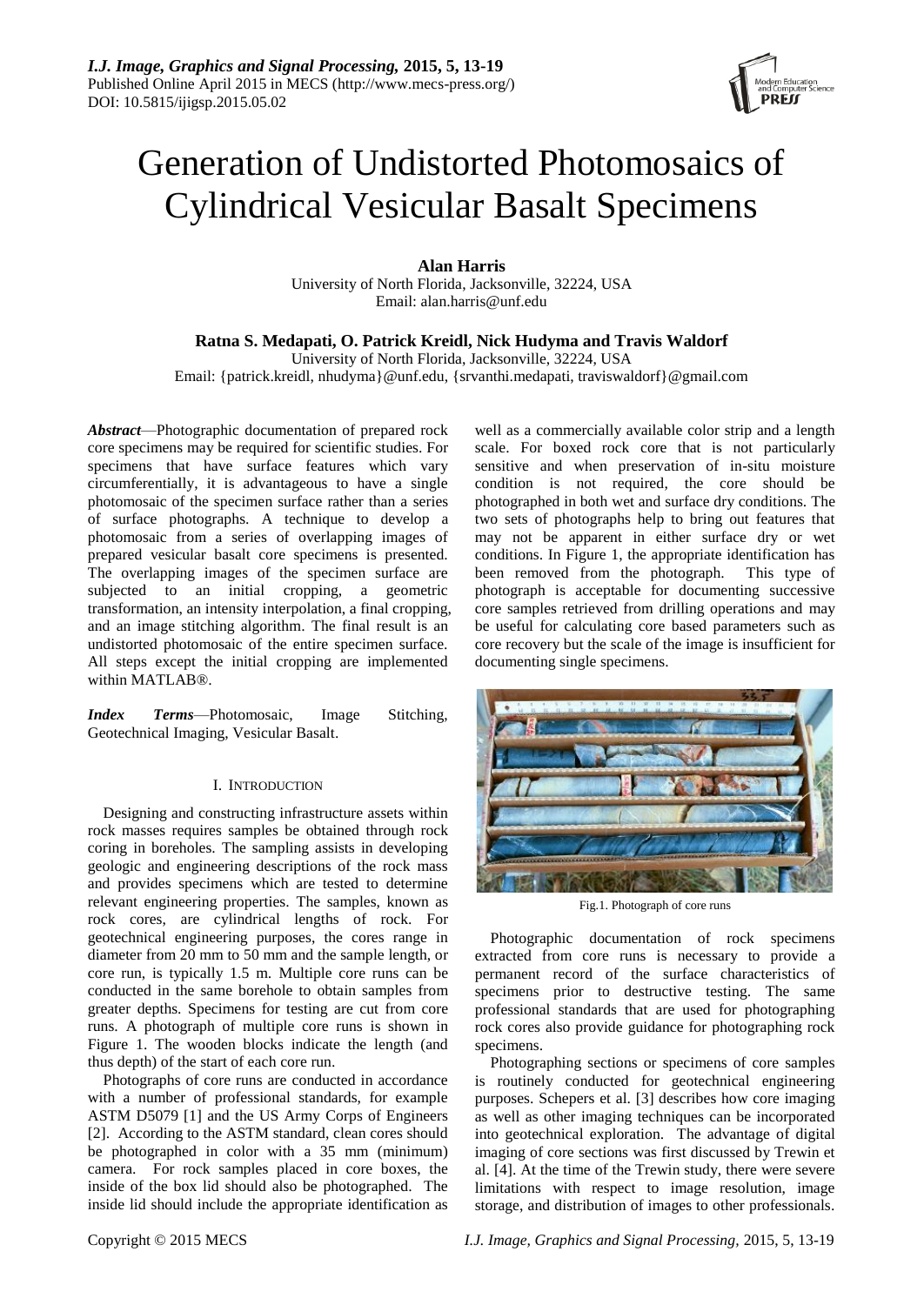# Generation of Undistorted Photomosaics of Cylindrical Vesicular Basalt Specimens

**Alan Harris**
University of North Florida, Jacksonville, 32224, USA
Email: alan.harris@unf.edu

**Ratna S. Medapati, O. Patrick Kreidl, Nick Hudyma and Travis Waldorf**
University of North Florida, Jacksonville, 32224, USA
Email: {patrick.kreidl, nhudyma}@unf.edu, {srvanthi.medapati, traviswaldorf}@gmail.com

***Abstract***—Photographic documentation of prepared rock core specimens may be required for scientific studies. For specimens that have surface features which vary circumferentially, it is advantageous to have a single photomosaic of the specimen surface rather than a series of surface photographs. A technique to develop a photomosaic from a series of overlapping images of prepared vesicular basalt core specimens is presented. The overlapping images of the specimen surface are subjected to an initial cropping, a geometric transformation, an intensity interpolation, a final cropping, and an image stitching algorithm. The final result is an undistorted photomosaic of the entire specimen surface. All steps except the initial cropping are implemented within MATLAB®.

***Index Terms***—Photomosaic, Image Stitching, Geotechnical Imaging, Vesicular Basalt.

## I. Introduction

Designing and constructing infrastructure assets within rock masses requires samples be obtained through rock coring in boreholes. The sampling assists in developing geologic and engineering descriptions of the rock mass and provides specimens which are tested to determine relevant engineering properties. The samples, known as rock cores, are cylindrical lengths of rock. For geotechnical engineering purposes, the cores range in diameter from 20 mm to 50 mm and the sample length, or core run, is typically 1.5 m. Multiple core runs can be conducted in the same borehole to obtain samples from greater depths. Specimens for testing are cut from core runs. A photograph of multiple core runs is shown in Figure 1. The wooden blocks indicate the length (and thus depth) of the start of each core run.

Photographs of core runs are conducted in accordance with a number of professional standards, for example ASTM D5079 [1] and the US Army Corps of Engineers [2]. According to the ASTM standard, clean cores should be photographed in color with a 35 mm (minimum) camera. For rock samples placed in core boxes, the inside of the box lid should also be photographed. The inside lid should include the appropriate identification as well as a commercially available color strip and a length scale. For boxed rock core that is not particularly sensitive and when preservation of in-situ moisture condition is not required, the core should be photographed in both wet and surface dry conditions. The two sets of photographs help to bring out features that may not be apparent in either surface dry or wet conditions. In Figure 1, the appropriate identification has been removed from the photograph. This type of photograph is acceptable for documenting successive core samples retrieved from drilling operations and may be useful for calculating core based parameters such as core recovery but the scale of the image is insufficient for documenting single specimens.

Fig.1. Photograph of core runs

Photographic documentation of rock specimens extracted from core runs is necessary to provide a permanent record of the surface characteristics of specimens prior to destructive testing. The same professional standards that are used for photographing rock cores also provide guidance for photographing rock specimens.

Photographing sections or specimens of core samples is routinely conducted for geotechnical engineering purposes. Schepers et al. [3] describes how core imaging as well as other imaging techniques can be incorporated into geotechnical exploration. The advantage of digital imaging of core sections was first discussed by Trewin et al. [4]. At the time of the Trewin study, there were severe limitations with respect to image resolution, image storage, and distribution of images to other professionals.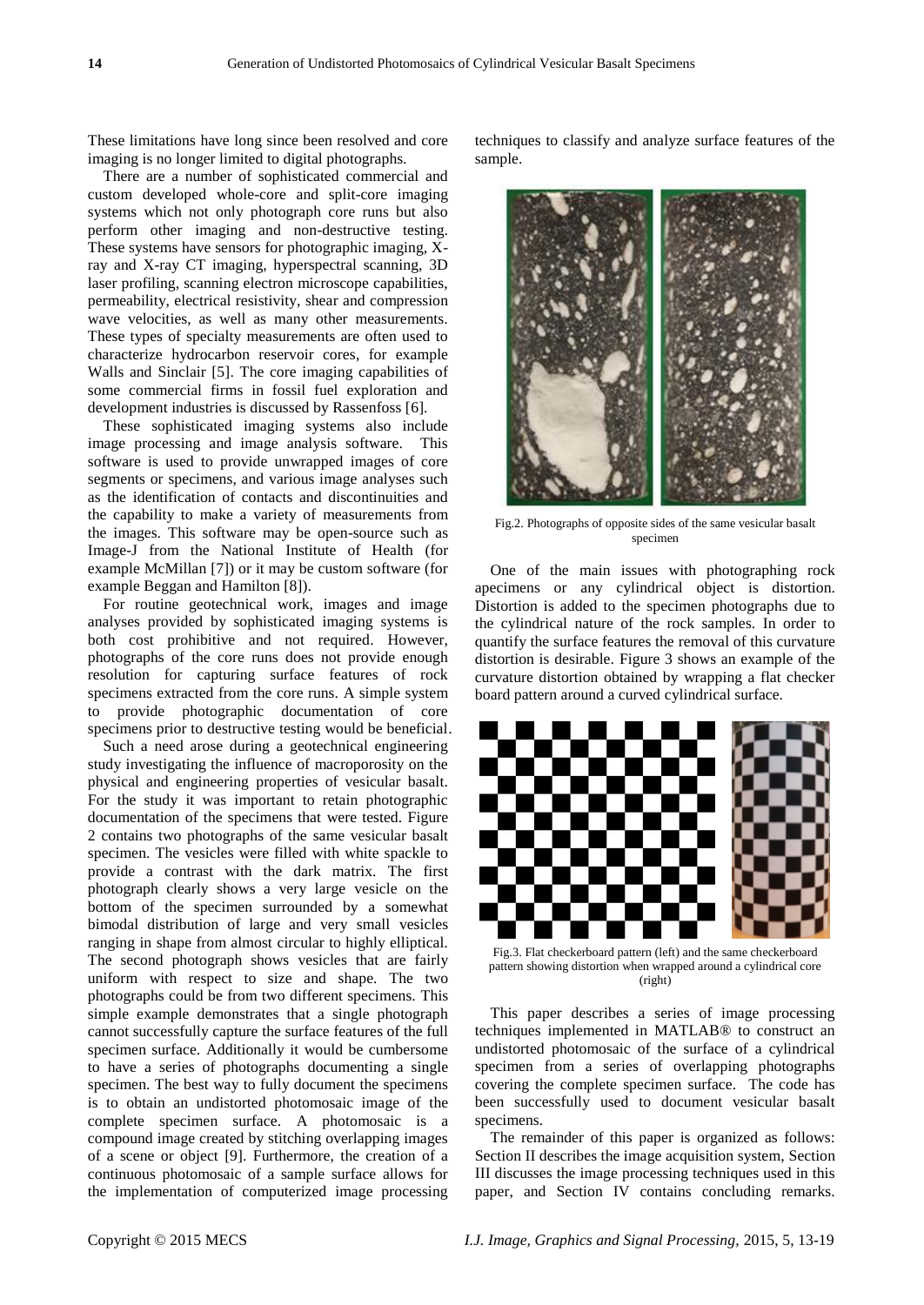These limitations have long since been resolved and core imaging is no longer limited to digital photographs.

There are a number of sophisticated commercial and custom developed whole-core and split-core imaging systems which not only photograph core runs but also perform other imaging and non-destructive testing. These systems have sensors for photographic imaging, X-ray and X-ray CT imaging, hyperspectral scanning, 3D laser profiling, scanning electron microscope capabilities, permeability, electrical resistivity, shear and compression wave velocities, as well as many other measurements. These types of specialty measurements are often used to characterize hydrocarbon reservoir cores, for example Walls and Sinclair [5]. The core imaging capabilities of some commercial firms in fossil fuel exploration and development industries is discussed by Rassenfoss [6].

These sophisticated imaging systems also include image processing and image analysis software. This software is used to provide unwrapped images of core segments or specimens, and various image analyses such as the identification of contacts and discontinuities and the capability to make a variety of measurements from the images. This software may be open-source such as Image-J from the National Institute of Health (for example McMillan [7]) or it may be custom software (for example Beggan and Hamilton [8]).

For routine geotechnical work, images and image analyses provided by sophisticated imaging systems is both cost prohibitive and not required. However, photographs of the core runs does not provide enough resolution for capturing surface features of rock specimens extracted from the core runs. A simple system to provide photographic documentation of core specimens prior to destructive testing would be beneficial.

Such a need arose during a geotechnical engineering study investigating the influence of macroporosity on the physical and engineering properties of vesicular basalt. For the study it was important to retain photographic documentation of the specimens that were tested. Figure 2 contains two photographs of the same vesicular basalt specimen. The vesicles were filled with white spackle to provide a contrast with the dark matrix. The first photograph clearly shows a very large vesicle on the bottom of the specimen surrounded by a somewhat bimodal distribution of large and very small vesicles ranging in shape from almost circular to highly elliptical. The second photograph shows vesicles that are fairly uniform with respect to size and shape. The two photographs could be from two different specimens. This simple example demonstrates that a single photograph cannot successfully capture the surface features of the full specimen surface. Additionally it would be cumbersome to have a series of photographs documenting a single specimen. The best way to fully document the specimens is to obtain an undistorted photomosaic image of the complete specimen surface. A photomosaic is a compound image created by stitching overlapping images of a scene or object [9]. Furthermore, the creation of a continuous photomosaic of a sample surface allows for the implementation of computerized image processing techniques to classify and analyze surface features of the sample.

Fig.2. Photographs of opposite sides of the same vesicular basalt specimen

One of the main issues with photographing rock apecimens or any cylindrical object is distortion. Distortion is added to the specimen photographs due to the cylindrical nature of the rock samples. In order to quantify the surface features the removal of this curvature distortion is desirable. Figure 3 shows an example of the curvature distortion obtained by wrapping a flat checker board pattern around a curved cylindrical surface.

Fig.3. Flat checkerboard pattern (left) and the same checkerboard pattern showing distortion when wrapped around a cylindrical core (right)

This paper describes a series of image processing techniques implemented in MATLAB® to construct an undistorted photomosaic of the surface of a cylindrical specimen from a series of overlapping photographs covering the complete specimen surface. The code has been successfully used to document vesicular basalt specimens.

The remainder of this paper is organized as follows: Section II describes the image acquisition system, Section III discusses the image processing techniques used in this paper, and Section IV contains concluding remarks.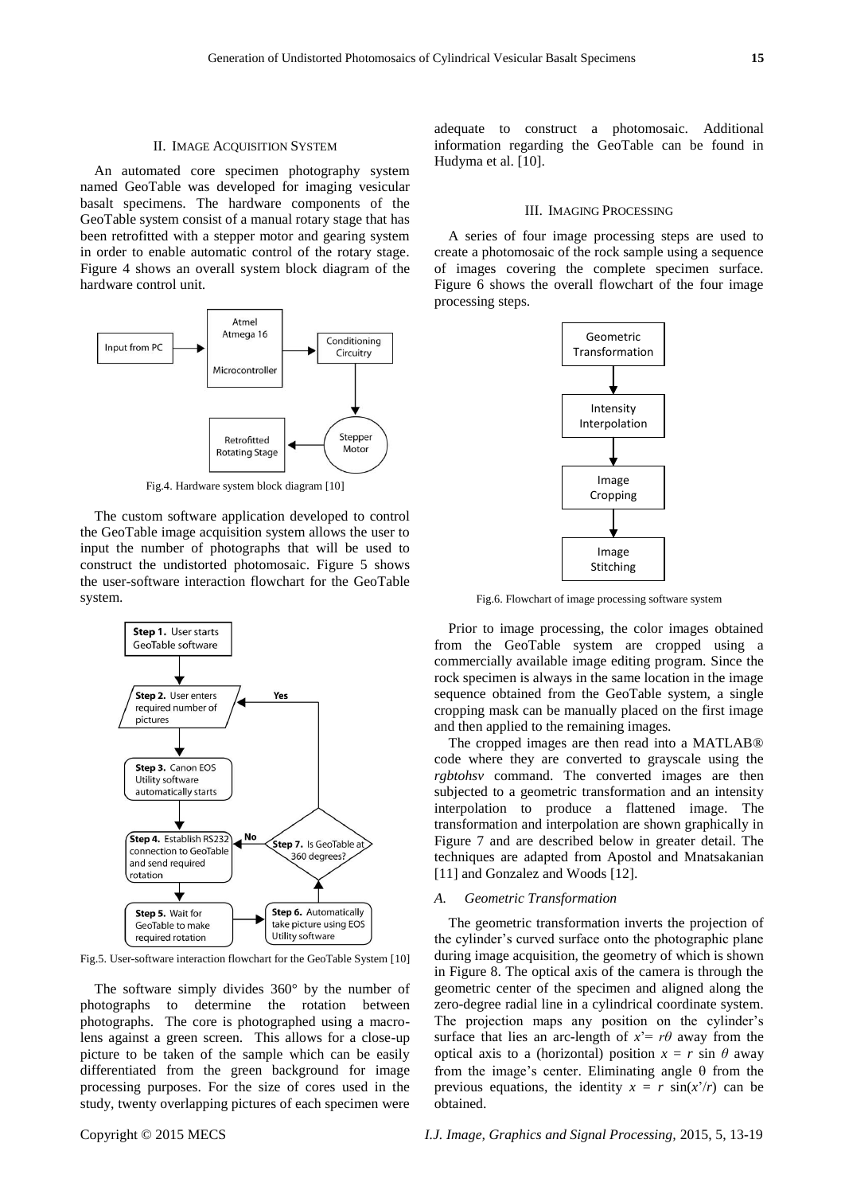## II. Image Acquisition System

An automated core specimen photography system named GeoTable was developed for imaging vesicular basalt specimens. The hardware components of the GeoTable system consist of a manual rotary stage that has been retrofitted with a stepper motor and gearing system in order to enable automatic control of the rotary stage. Figure 4 shows an overall system block diagram of the hardware control unit.

Fig.4. Hardware system block diagram [10]

The custom software application developed to control the GeoTable image acquisition system allows the user to input the number of photographs that will be used to construct the undistorted photomosaic. Figure 5 shows the user-software interaction flowchart for the GeoTable system.

Fig.5. User-software interaction flowchart for the GeoTable System [10]

The software simply divides 360° by the number of photographs to determine the rotation between photographs. The core is photographed using a macro-lens against a green screen. This allows for a close-up picture to be taken of the sample which can be easily differentiated from the green background for image processing purposes. For the size of cores used in the study, twenty overlapping pictures of each specimen were adequate to construct a photomosaic. Additional information regarding the GeoTable can be found in Hudyma et al. [10].

## III. Imaging Processing

A series of four image processing steps are used to create a photomosaic of the rock sample using a sequence of images covering the complete specimen surface. Figure 6 shows the overall flowchart of the four image processing steps.

Fig.6. Flowchart of image processing software system

Prior to image processing, the color images obtained from the GeoTable system are cropped using a commercially available image editing program. Since the rock specimen is always in the same location in the image sequence obtained from the GeoTable system, a single cropping mask can be manually placed on the first image and then applied to the remaining images.

The cropped images are then read into a MATLAB® code where they are converted to grayscale using the *rgbtohsv* command. The converted images are then subjected to a geometric transformation and an intensity interpolation to produce a flattened image. The transformation and interpolation are shown graphically in Figure 7 and are described below in greater detail. The techniques are adapted from Apostol and Mnatsakanian [11] and Gonzalez and Woods [12].

### A. Geometric Transformation

The geometric transformation inverts the projection of the cylinder's curved surface onto the photographic plane during image acquisition, the geometry of which is shown in Figure 8. The optical axis of the camera is through the geometric center of the specimen and aligned along the zero-degree radial line in a cylindrical coordinate system. The projection maps any position on the cylinder's surface that lies an arc-length of $x' = r\theta$ away from the optical axis to a (horizontal) position $x = r \sin \theta$ away from the image's center. Eliminating angle θ from the previous equations, the identity $x = r \sin(x'/r)$ can be obtained.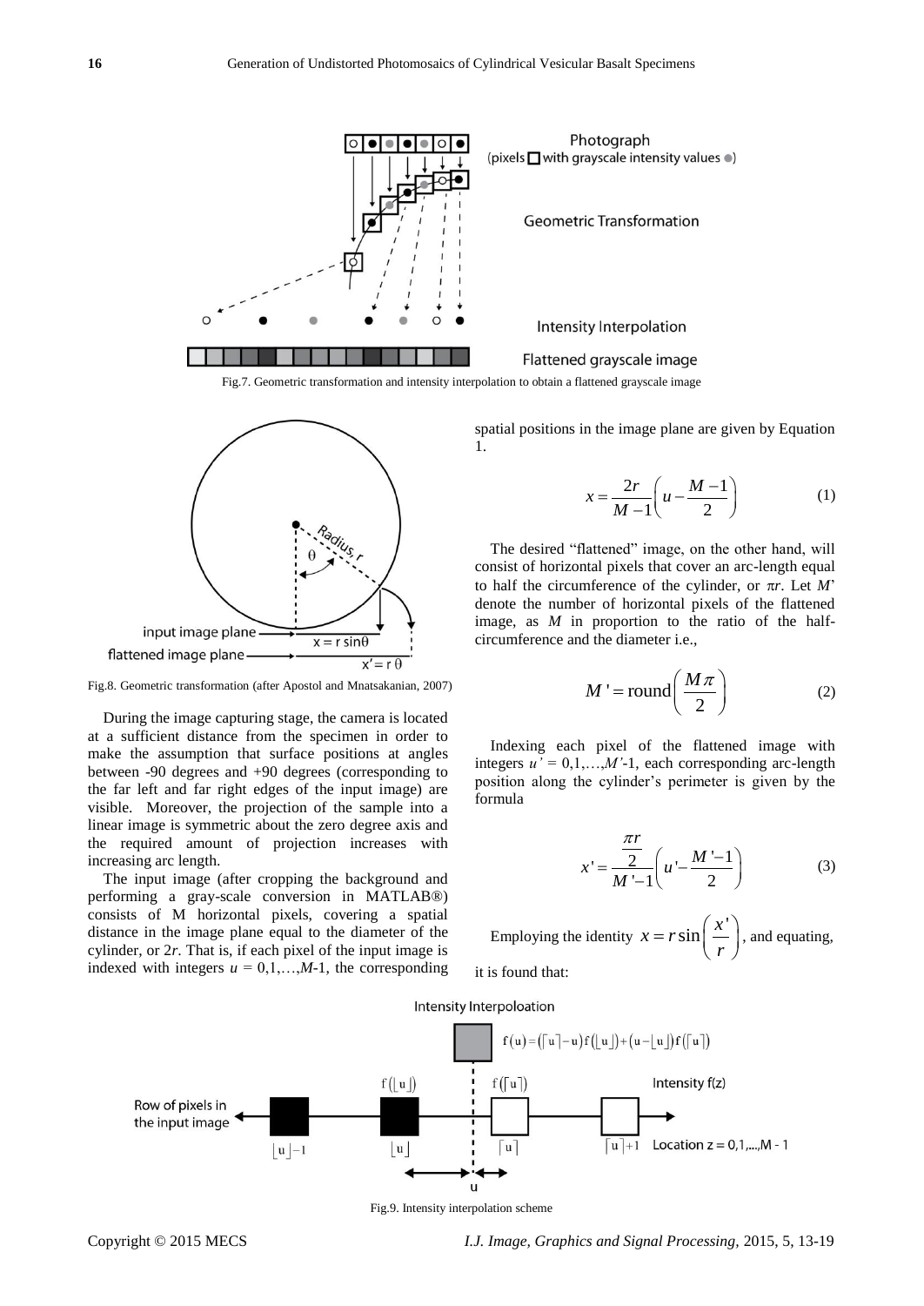Fig.7. Geometric transformation and intensity interpolation to obtain a flattened grayscale image

Fig.8. Geometric transformation (after Apostol and Mnatsakanian, 2007)

During the image capturing stage, the camera is located at a sufficient distance from the specimen in order to make the assumption that surface positions at angles between -90 degrees and +90 degrees (corresponding to the far left and far right edges of the input image) are visible. Moreover, the projection of the sample into a linear image is symmetric about the zero degree axis and the required amount of projection increases with increasing arc length.

The input image (after cropping the background and performing a gray-scale conversion in MATLAB®) consists of M horizontal pixels, covering a spatial distance in the image plane equal to the diameter of the cylinder, or $2r$. That is, if each pixel of the input image is indexed with integers $u = 0,1,\ldots,M\text{-}1$, the corresponding spatial positions in the image plane are given by Equation 1.

$$x = \frac{2r}{M-1}\left(u - \frac{M-1}{2}\right) \tag{1}$$

The desired "flattened" image, on the other hand, will consist of horizontal pixels that cover an arc-length equal to half the circumference of the cylinder, or $\pi r$. Let $M'$ denote the number of horizontal pixels of the flattened image, as $M$ in proportion to the ratio of the half-circumference and the diameter i.e.,

$$M' = \text{round}\left(\frac{M\pi}{2}\right) \tag{2}$$

Indexing each pixel of the flattened image with integers $u' = 0,1,\ldots,M'\text{-}1$, each corresponding arc-length position along the cylinder's perimeter is given by the formula

$$x' = \frac{\frac{\pi r}{2}}{M'-1}\left(u' - \frac{M'-1}{2}\right) \tag{3}$$

Employing the identity $x = r\sin\left(\frac{x'}{r}\right)$, and equating, it is found that:

Fig.9. Intensity interpolation scheme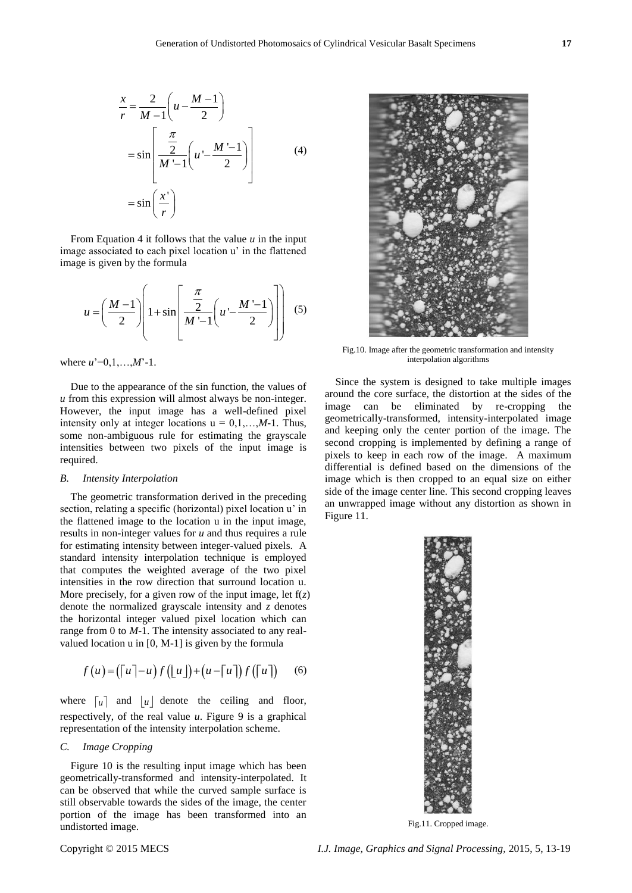$$\frac{x}{r} = \frac{2}{M-1}\left(u - \frac{M-1}{2}\right)$$

$$= \sin\left[\frac{\frac{\pi}{2}}{M'-1}\left(u' - \frac{M'-1}{2}\right)\right] \quad (4)$$

$$= \sin\left(\frac{x'}{r}\right)$$

From Equation 4 it follows that the value $u$ in the input image associated to each pixel location u' in the flattened image is given by the formula

$$u = \left(\frac{M-1}{2}\right)\left(1 + \sin\left[\frac{\frac{\pi}{2}}{M'-1}\left(u' - \frac{M'-1}{2}\right)\right]\right) \quad (5)$$

where $u'=0,1,\ldots,M'-1$.

Due to the appearance of the sin function, the values of $u$ from this expression will almost always be non-integer. However, the input image has a well-defined pixel intensity only at integer locations $u = 0,1,\ldots,M-1$. Thus, some non-ambiguous rule for estimating the grayscale intensities between two pixels of the input image is required.

### *B. Intensity Interpolation*

The geometric transformation derived in the preceding section, relating a specific (horizontal) pixel location u' in the flattened image to the location u in the input image, results in non-integer values for $u$ and thus requires a rule for estimating intensity between integer-valued pixels. A standard intensity interpolation technique is employed that computes the weighted average of the two pixel intensities in the row direction that surround location u. More precisely, for a given row of the input image, let $f(z)$ denote the normalized grayscale intensity and $z$ denotes the horizontal integer valued pixel location which can range from 0 to $M$-1. The intensity associated to any real-valued location u in [0, M-1] is given by the formula

$$f(u) = \left(\lceil u \rceil - u\right) f\left(\lfloor u \rfloor\right) + \left(u - \lceil u \rceil\right) f\left(\lceil u \rceil\right) \quad (6)$$

where $\lceil u \rceil$ and $\lfloor u \rfloor$ denote the ceiling and floor, respectively, of the real value $u$. Figure 9 is a graphical representation of the intensity interpolation scheme.

### *C. Image Cropping*

Figure 10 is the resulting input image which has been geometrically-transformed and intensity-interpolated. It can be observed that while the curved sample surface is still observable towards the sides of the image, the center portion of the image has been transformed into an undistorted image.

Fig.10. Image after the geometric transformation and intensity interpolation algorithms

Since the system is designed to take multiple images around the core surface, the distortion at the sides of the image can be eliminated by re-cropping the geometrically-transformed, intensity-interpolated image and keeping only the center portion of the image. The second cropping is implemented by defining a range of pixels to keep in each row of the image. A maximum differential is defined based on the dimensions of the image which is then cropped to an equal size on either side of the image center line. This second cropping leaves an unwrapped image without any distortion as shown in Figure 11.

Fig.11. Cropped image.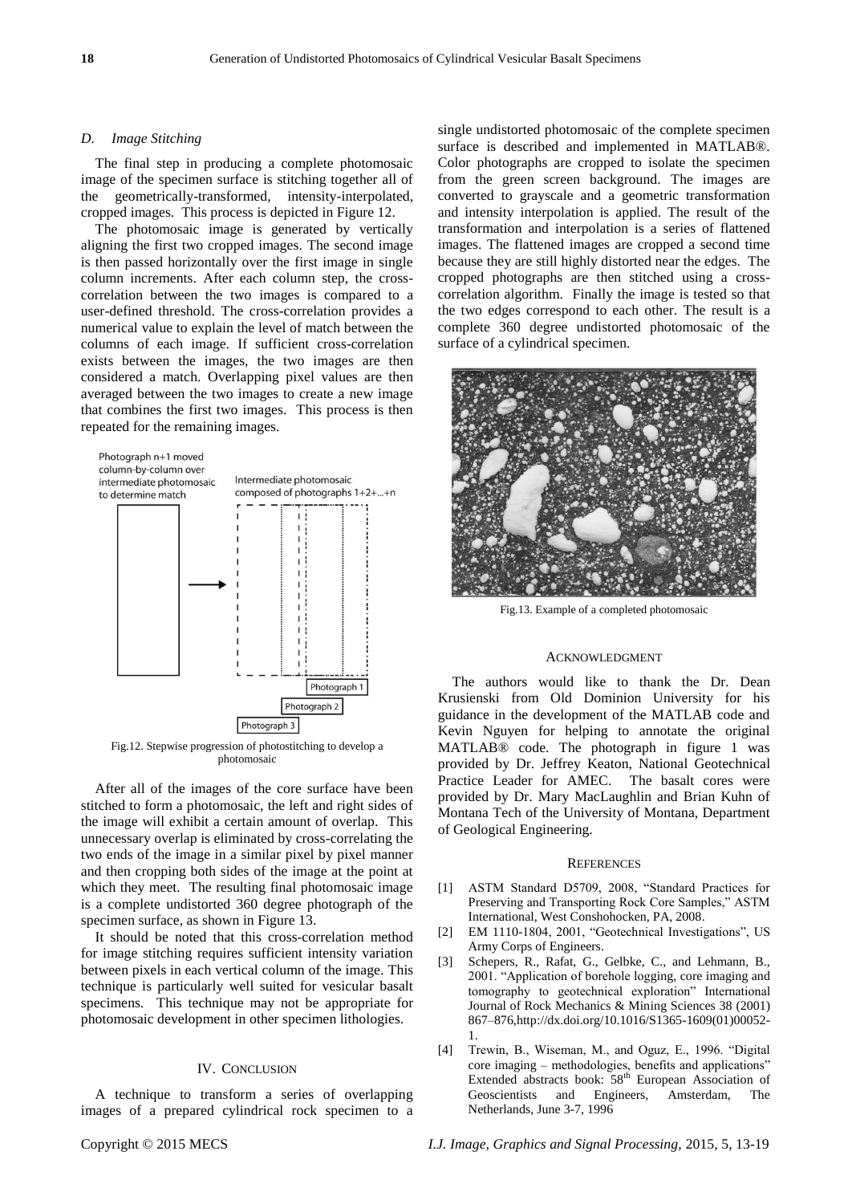### *D. Image Stitching*

The final step in producing a complete photomosaic image of the specimen surface is stitching together all of the geometrically-transformed, intensity-interpolated, cropped images. This process is depicted in Figure 12.

The photomosaic image is generated by vertically aligning the first two cropped images. The second image is then passed horizontally over the first image in single column increments. After each column step, the cross-correlation between the two images is compared to a user-defined threshold. The cross-correlation provides a numerical value to explain the level of match between the columns of each image. If sufficient cross-correlation exists between the images, the two images are then considered a match. Overlapping pixel values are then averaged between the two images to create a new image that combines the first two images. This process is then repeated for the remaining images.

Photograph n+1 moved column-by-column over intermediate photomosaic to determine match

Intermediate photomosaic composed of photographs 1+2+...+n

Photograph 1

Photograph 2

Photograph 3

Fig.12. Stepwise progression of photostitching to develop a photomosaic

After all of the images of the core surface have been stitched to form a photomosaic, the left and right sides of the image will exhibit a certain amount of overlap. This unnecessary overlap is eliminated by cross-correlating the two ends of the image in a similar pixel by pixel manner and then cropping both sides of the image at the point at which they meet. The resulting final photomosaic image is a complete undistorted 360 degree photograph of the specimen surface, as shown in Figure 13.

It should be noted that this cross-correlation method for image stitching requires sufficient intensity variation between pixels in each vertical column of the image. This technique is particularly well suited for vesicular basalt specimens. This technique may not be appropriate for photomosaic development in other specimen lithologies.

## IV. Conclusion

A technique to transform a series of overlapping images of a prepared cylindrical rock specimen to a single undistorted photomosaic of the complete specimen surface is described and implemented in MATLAB®. Color photographs are cropped to isolate the specimen from the green screen background. The images are converted to grayscale and a geometric transformation and intensity interpolation is applied. The result of the transformation and interpolation is a series of flattened images. The flattened images are cropped a second time because they are still highly distorted near the edges. The cropped photographs are then stitched using a cross-correlation algorithm. Finally the image is tested so that the two edges correspond to each other. The result is a complete 360 degree undistorted photomosaic of the surface of a cylindrical specimen.

Fig.13. Example of a completed photomosaic

## Acknowledgment

The authors would like to thank the Dr. Dean Krusienski from Old Dominion University for his guidance in the development of the MATLAB code and Kevin Nguyen for helping to annotate the original MATLAB® code. The photograph in figure 1 was provided by Dr. Jeffrey Keaton, National Geotechnical Practice Leader for AMEC. The basalt cores were provided by Dr. Mary MacLaughlin and Brian Kuhn of Montana Tech of the University of Montana, Department of Geological Engineering.

## References

[1] ASTM Standard D5709, 2008, "Standard Practices for Preserving and Transporting Rock Core Samples," ASTM International, West Conshohocken, PA, 2008.

[2] EM 1110-1804, 2001, "Geotechnical Investigations", US Army Corps of Engineers.

[3] Schepers, R., Rafat, G., Gelbke, C., and Lehmann, B., 2001. "Application of borehole logging, core imaging and tomography to geotechnical exploration" International Journal of Rock Mechanics & Mining Sciences 38 (2001) 867–876,http://dx.doi.org/10.1016/S1365-1609(01)00052-1.

[4] Trewin, B., Wiseman, M., and Oguz, E., 1996. "Digital core imaging – methodologies, benefits and applications" Extended abstracts book: 58th European Association of Geoscientists and Engineers, Amsterdam, The Netherlands, June 3-7, 1996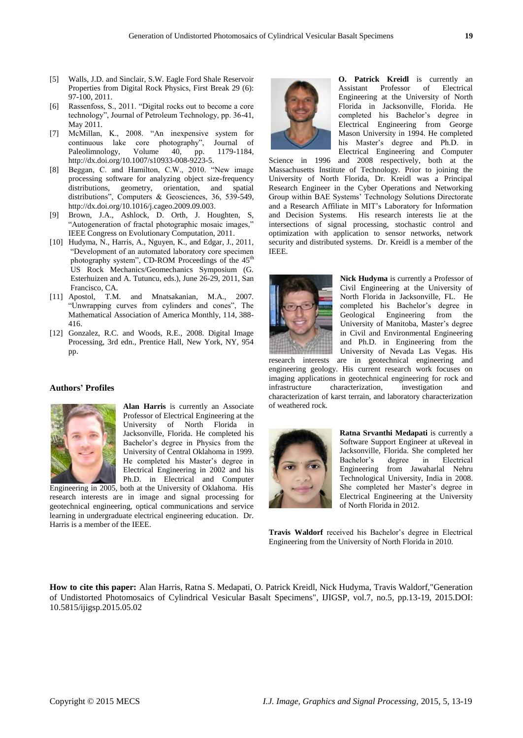[5] Walls, J.D. and Sinclair, S.W. Eagle Ford Shale Reservoir Properties from Digital Rock Physics, First Break 29 (6): 97-100, 2011.

[6] Rassenfoss, S., 2011. "Digital rocks out to become a core technology", Journal of Petroleum Technology, pp. 36-41, May 2011.

[7] McMillan, K., 2008. "An inexpensive system for continuous lake core photography", Journal of Paleolimnology, Volume 40, pp. 1179-1184, http://dx.doi.org/10.1007/s10933-008-9223-5.

[8] Beggan, C. and Hamilton, C.W., 2010. "New image processing software for analyzing object size-frequency distributions, geometry, orientation, and spatial distributions", Computers & Geosciences, 36, 539-549, http://dx.doi.org/10.1016/j.cageo.2009.09.003.

[9] Brown, J.A., Ashlock, D. Orth, J. Houghten, S, "Autogeneration of fractal photographic mosaic images," IEEE Congress on Evolutionary Computation, 2011.

[10] Hudyma, N., Harris, A., Nguyen, K., and Edgar, J., 2011, "Development of an automated laboratory core specimen photography system", CD-ROM Proceedings of the 45th US Rock Mechanics/Geomechanics Symposium (G. Esterhuizen and A. Tutuncu, eds.), June 26-29, 2011, San Francisco, CA.

[11] Apostol, T.M. and Mnatsakanian, M.A., 2007. "Unwrapping curves from cylinders and cones", The Mathematical Association of America Monthly, 114, 388-416.

[12] Gonzalez, R.C. and Woods, R.E., 2008. Digital Image Processing, 3rd edn., Prentice Hall, New York, NY, 954 pp.

## Authors' Profiles

**Alan Harris** is currently an Associate Professor of Electrical Engineering at the University of North Florida in Jacksonville, Florida. He completed his Bachelor's degree in Physics from the University of Central Oklahoma in 1999. He completed his Master's degree in Electrical Engineering in 2002 and his Ph.D. in Electrical and Computer Engineering in 2005, both at the University of Oklahoma. His research interests are in image and signal processing for geotechnical engineering, optical communications and service learning in undergraduate electrical engineering education. Dr. Harris is a member of the IEEE.

**O. Patrick Kreidl** is currently an Assistant Professor of Electrical Engineering at the University of North Florida in Jacksonville, Florida. He completed his Bachelor's degree in Electrical Engineering from George Mason University in 1994. He completed his Master's degree and Ph.D. in Electrical Engineering and Computer Science in 1996 and 2008 respectively, both at the Massachusetts Institute of Technology. Prior to joining the University of North Florida, Dr. Kreidl was a Principal Research Engineer in the Cyber Operations and Networking Group within BAE Systems' Technology Solutions Directorate and a Research Affiliate in MIT's Laboratory for Information and Decision Systems. His research interests lie at the intersections of signal processing, stochastic control and optimization with application to sensor networks, network security and distributed systems. Dr. Kreidl is a member of the IEEE.

**Nick Hudyma** is currently a Professor of Civil Engineering at the University of North Florida in Jacksonville, FL. He completed his Bachelor's degree in Geological Engineering from the University of Manitoba, Master's degree in Civil and Environmental Engineering and Ph.D. in Engineering from the University of Nevada Las Vegas. His research interests are in geotechnical engineering and engineering geology. His current research work focuses on imaging applications in geotechnical engineering for rock and infrastructure characterization, investigation and characterization of karst terrain, and laboratory characterization of weathered rock.

**Ratna Srvanthi Medapati** is currently a Software Support Engineer at uReveal in Jacksonville, Florida. She completed her Bachelor's degree in Electrical Engineering from Jawaharlal Nehru Technological University, India in 2008. She completed her Master's degree in Electrical Engineering at the University of North Florida in 2012.

**Travis Waldorf** received his Bachelor's degree in Electrical Engineering from the University of North Florida in 2010.

**How to cite this paper:** Alan Harris, Ratna S. Medapati, O. Patrick Kreidl, Nick Hudyma, Travis Waldorf,"Generation of Undistorted Photomosaics of Cylindrical Vesicular Basalt Specimens", IJIGSP, vol.7, no.5, pp.13-19, 2015.DOI: 10.5815/ijigsp.2015.05.02